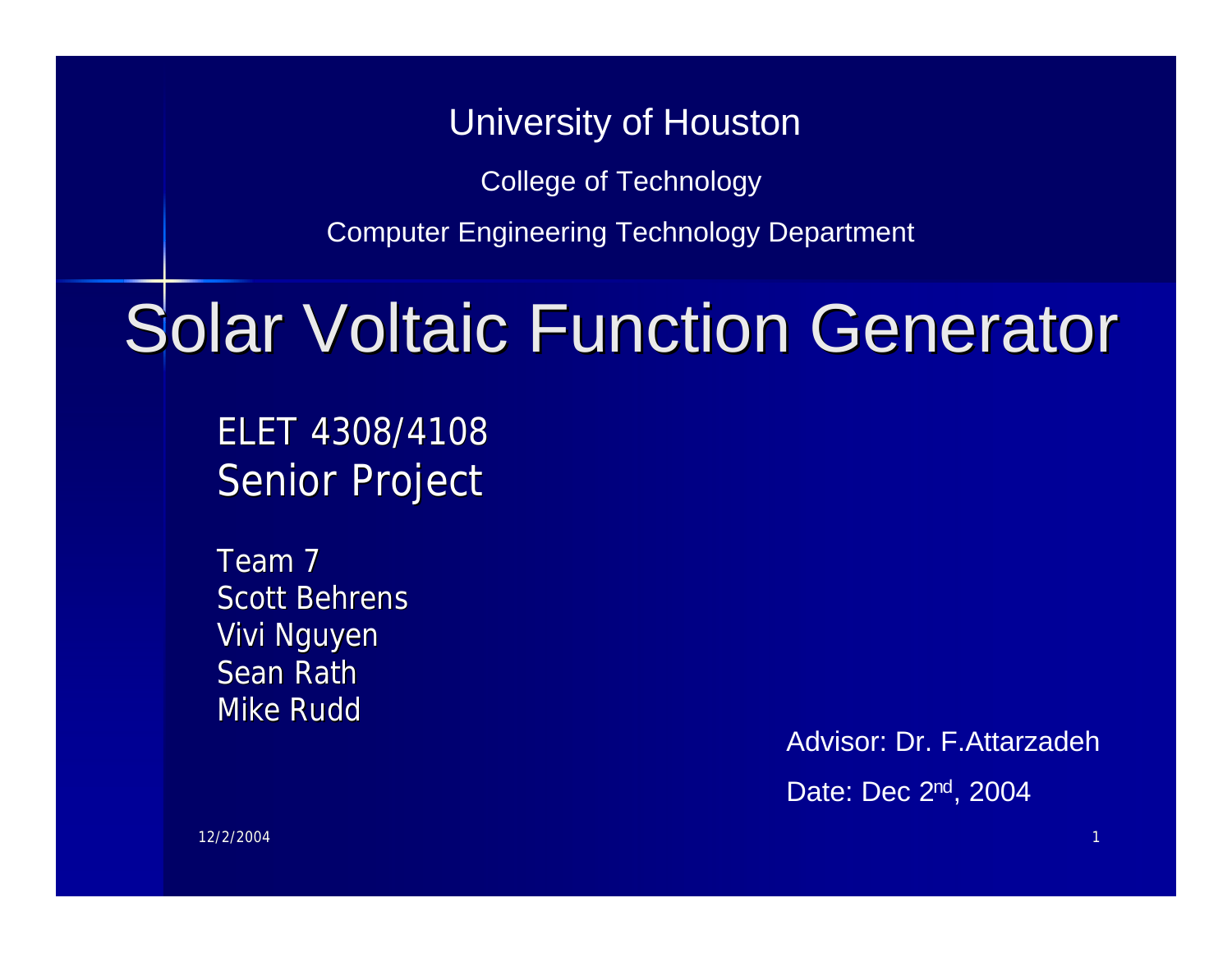University of Houston

College of Technology

Computer Engineering Technology Department

# Solar Voltaic Function Generator

ELET 4308/4108
Senior Project

Team 7
Scott Behrens
Vivi Nguyen
Sean Rath
Mike Rudd

Advisor: Dr. F.Attarzadeh

Date: Dec 2nd, 2004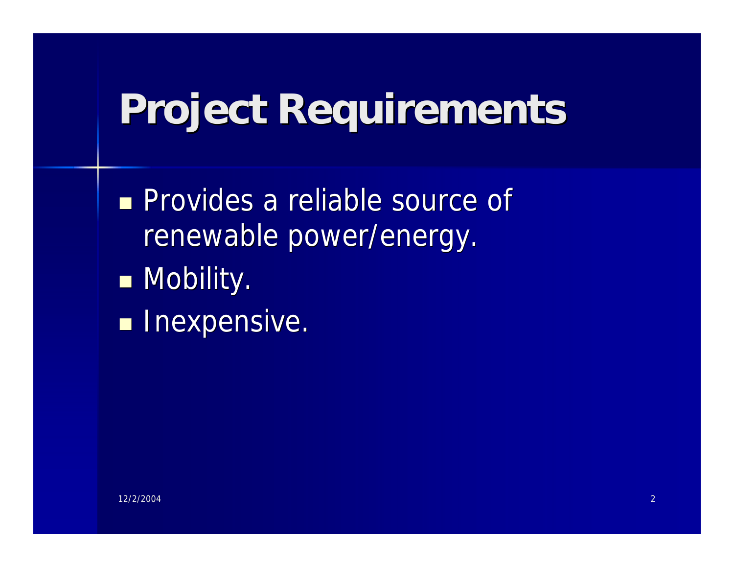# Project Requirements

- Provides a reliable source of renewable power/energy.
- Mobility.
- Inexpensive.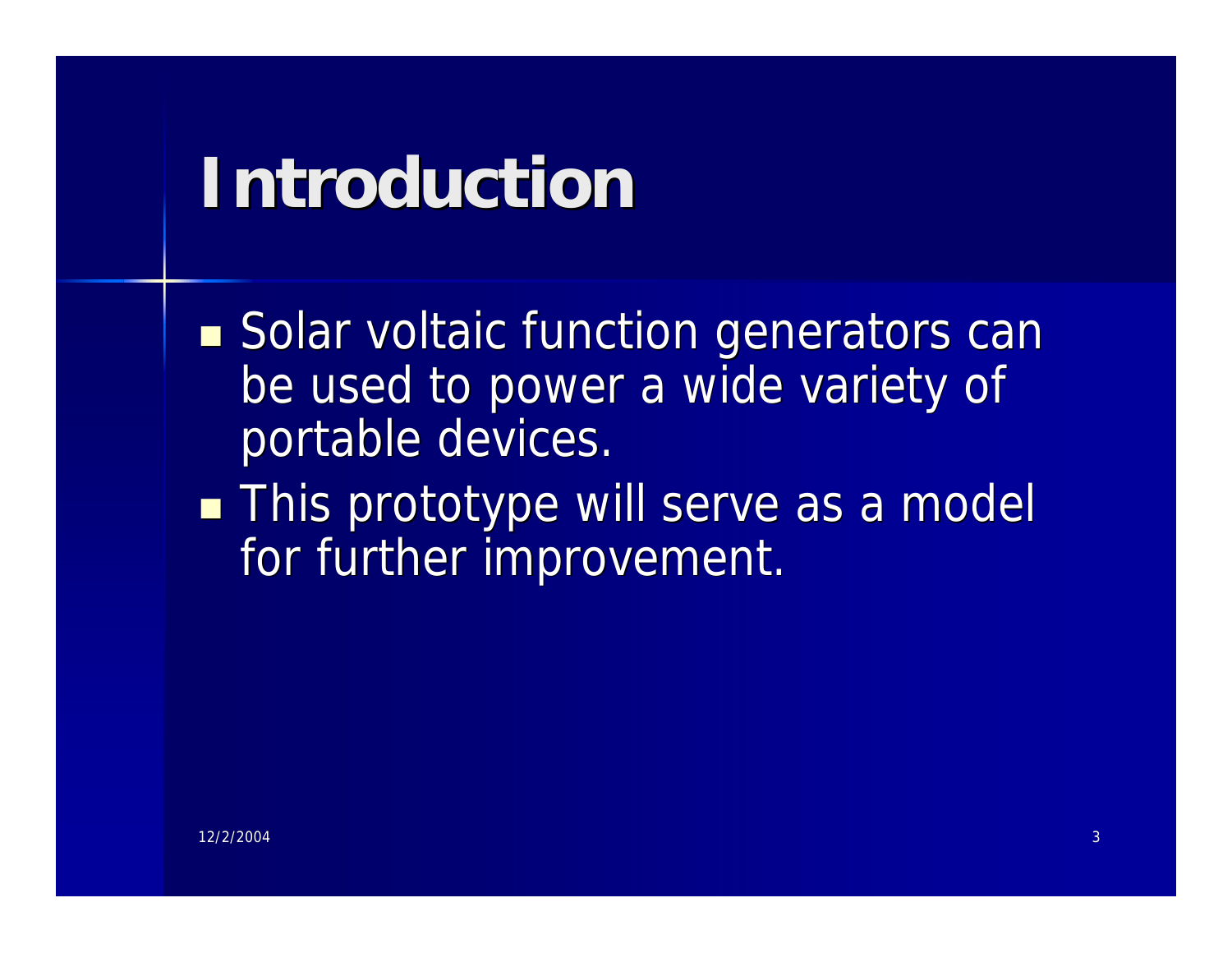# Introduction

- Solar voltaic function generators can be used to power a wide variety of portable devices.
- This prototype will serve as a model for further improvement.

12/2/2004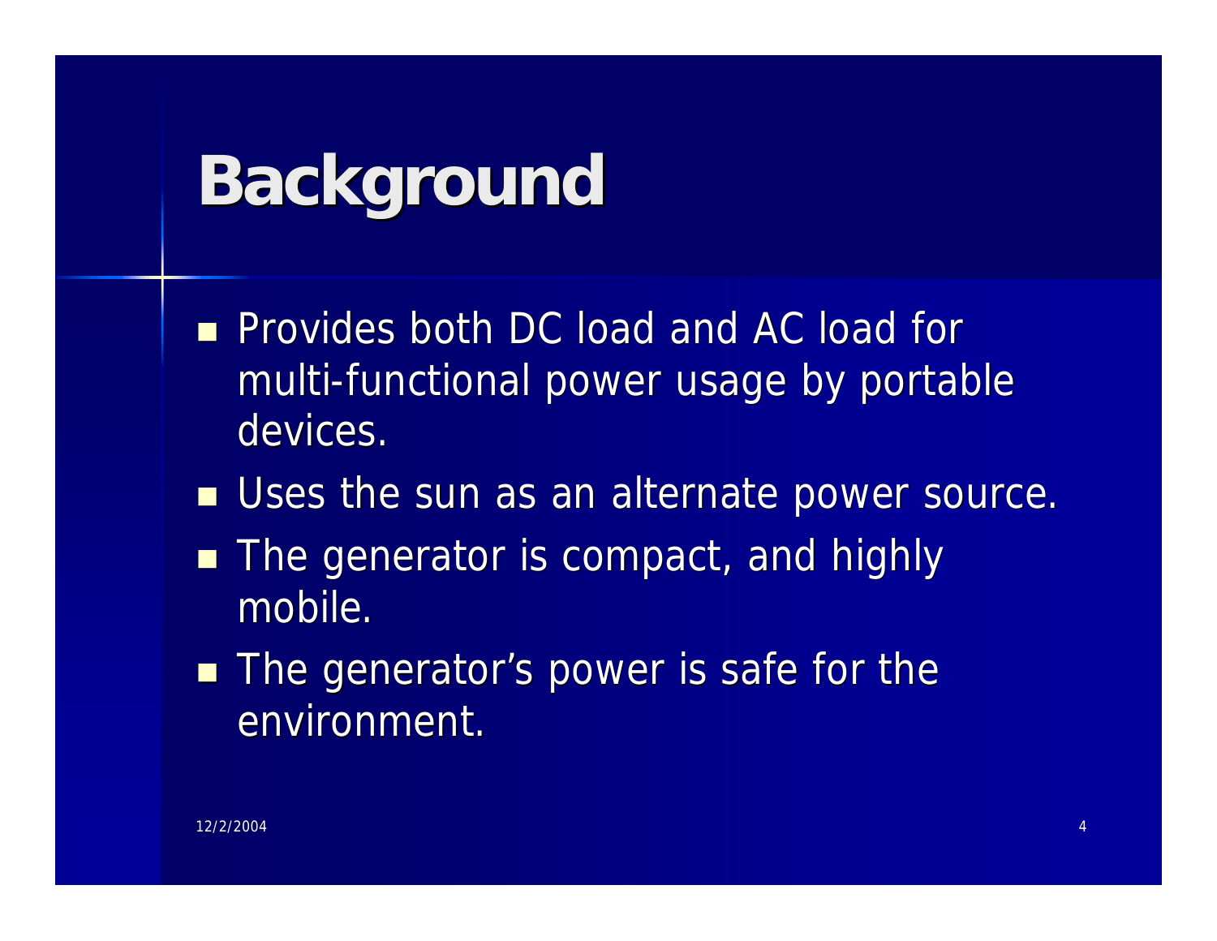# Background

- Provides both DC load and AC load for multi-functional power usage by portable devices.
- Uses the sun as an alternate power source.
- The generator is compact, and highly mobile.
- The generator's power is safe for the environment.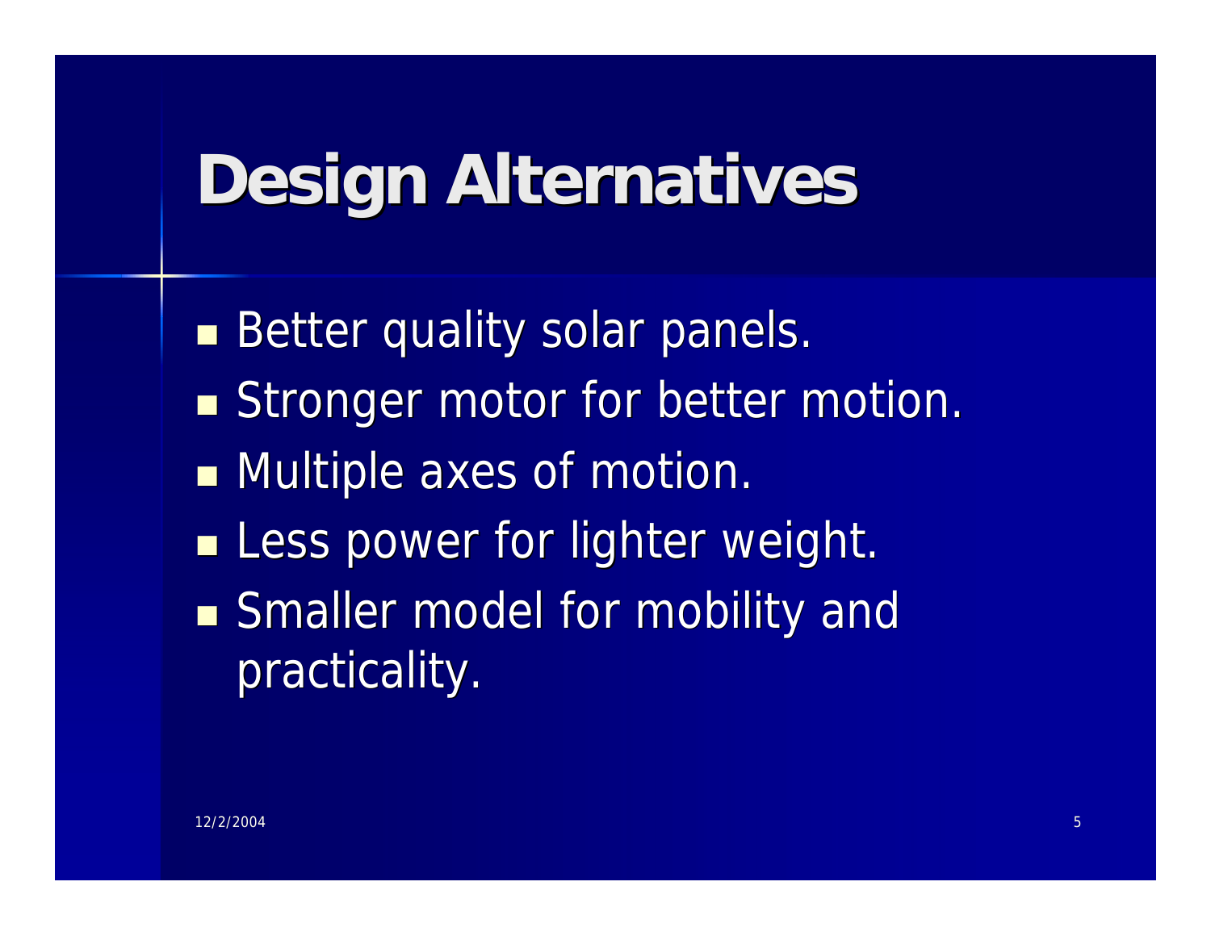# Design Alternatives

- Better quality solar panels.
- Stronger motor for better motion.
- Multiple axes of motion.
- Less power for lighter weight.
- Smaller model for mobility and practicality.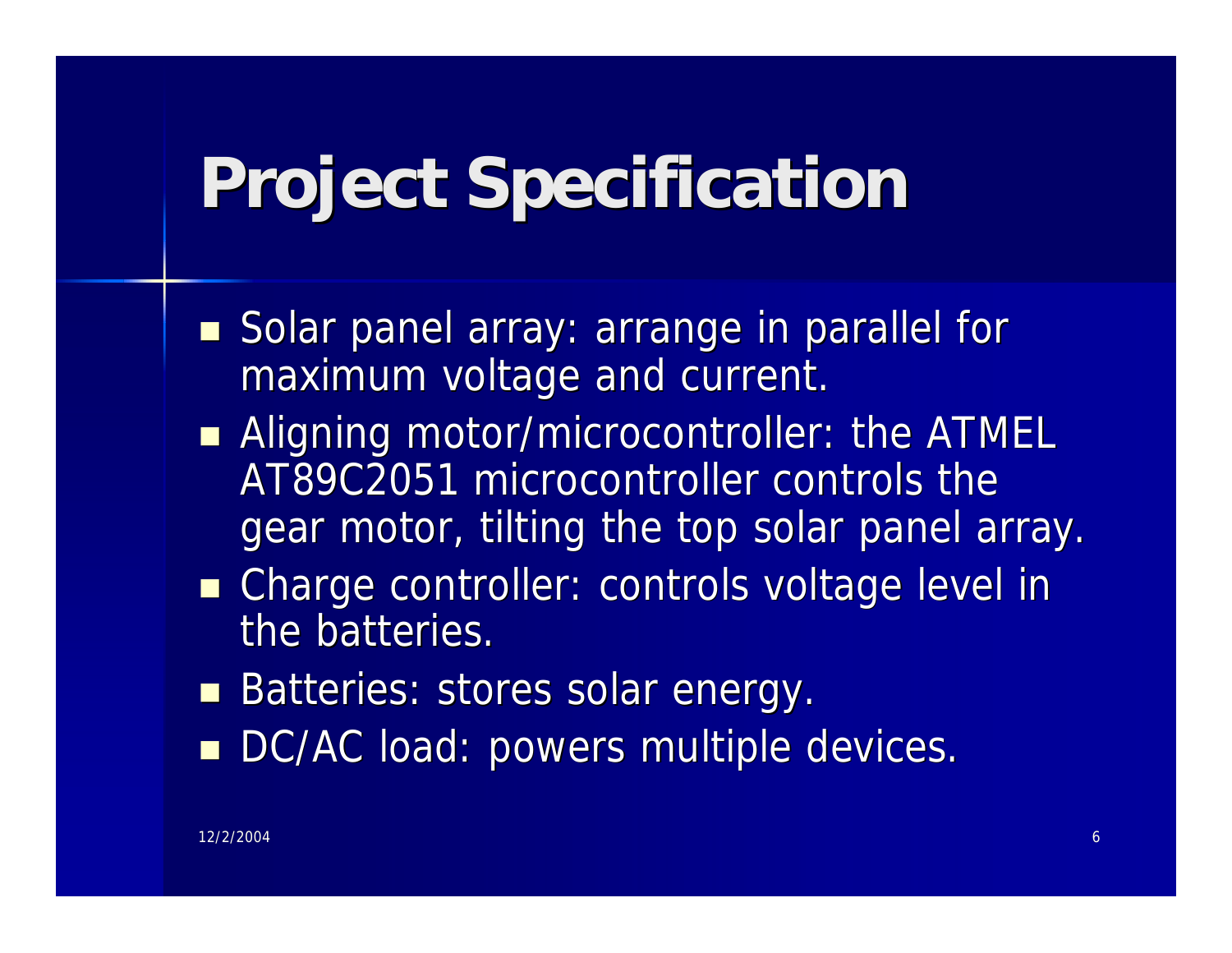# Project Specification

- Solar panel array: arrange in parallel for maximum voltage and current.
- Aligning motor/microcontroller: the ATMEL AT89C2051 microcontroller controls the gear motor, tilting the top solar panel array.
- Charge controller: controls voltage level in the batteries.
- Batteries: stores solar energy.
- DC/AC load: powers multiple devices.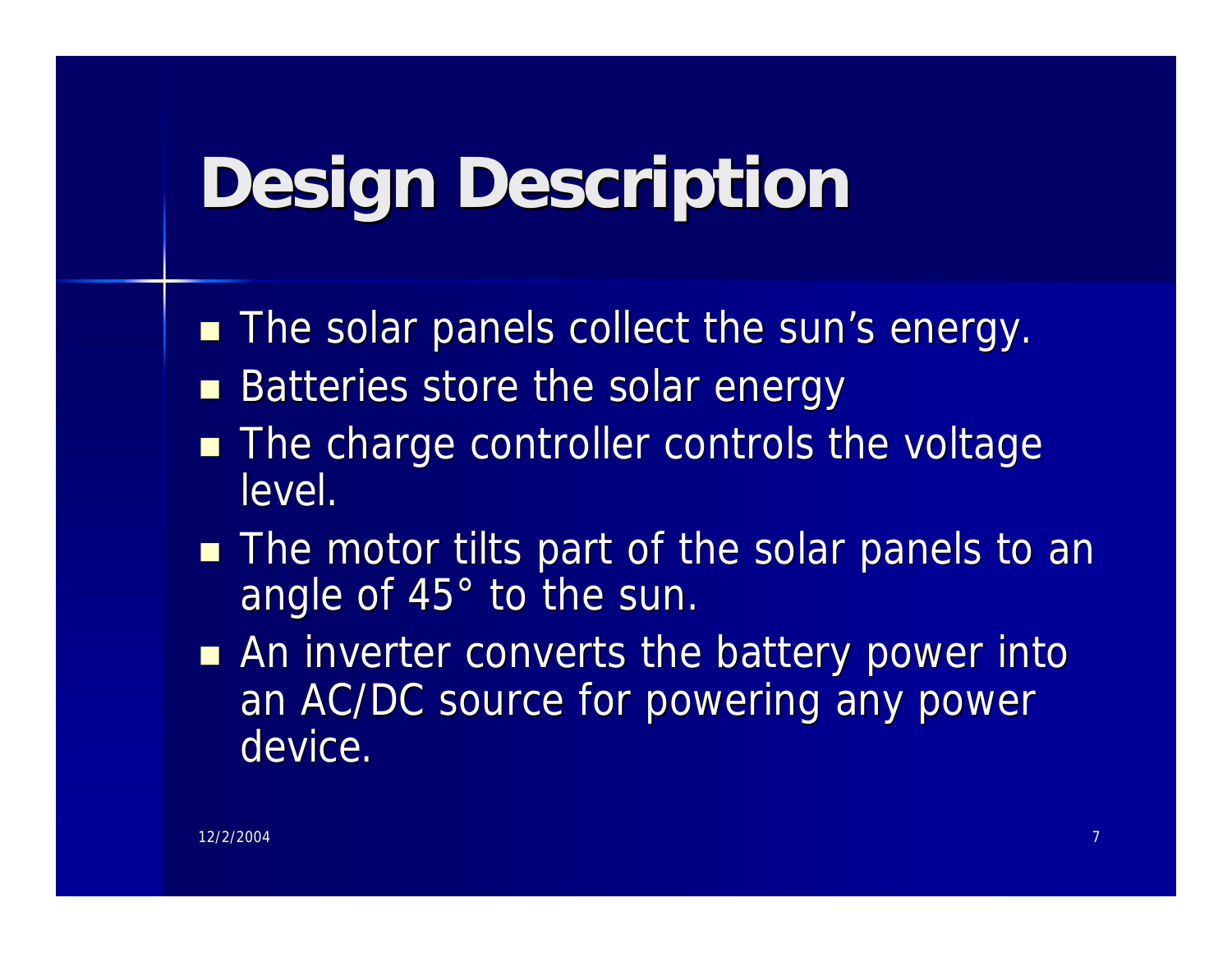# Design Description

- The solar panels collect the sun's energy.
- Batteries store the solar energy
- The charge controller controls the voltage level.
- The motor tilts part of the solar panels to an angle of 45° to the sun.
- An inverter converts the battery power into an AC/DC source for powering any power device.

12/2/2004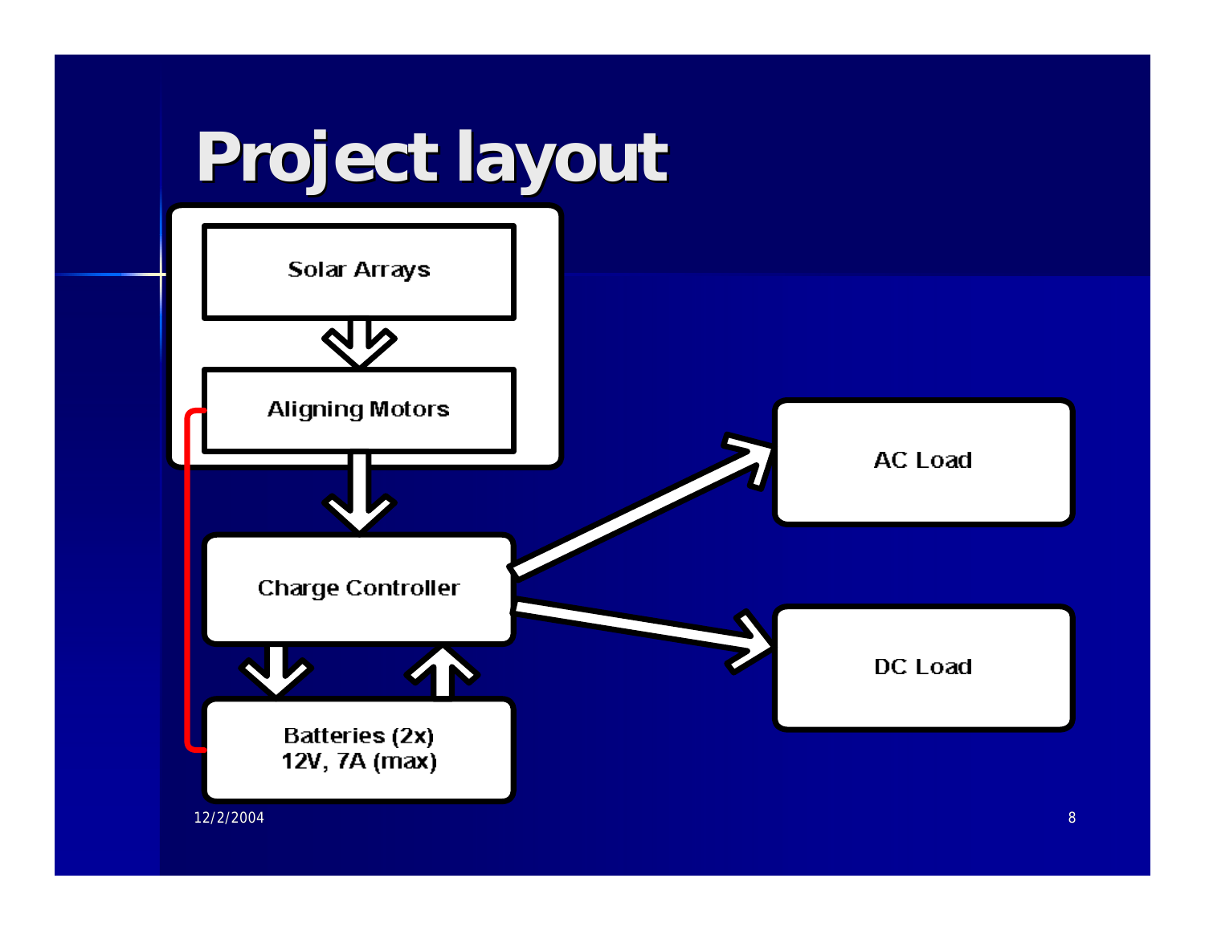# Project layout

Solar Arrays

Aligning Motors

Charge Controller

Batteries (2x)
12V, 7A (max)

AC Load

DC Load

12/2/2004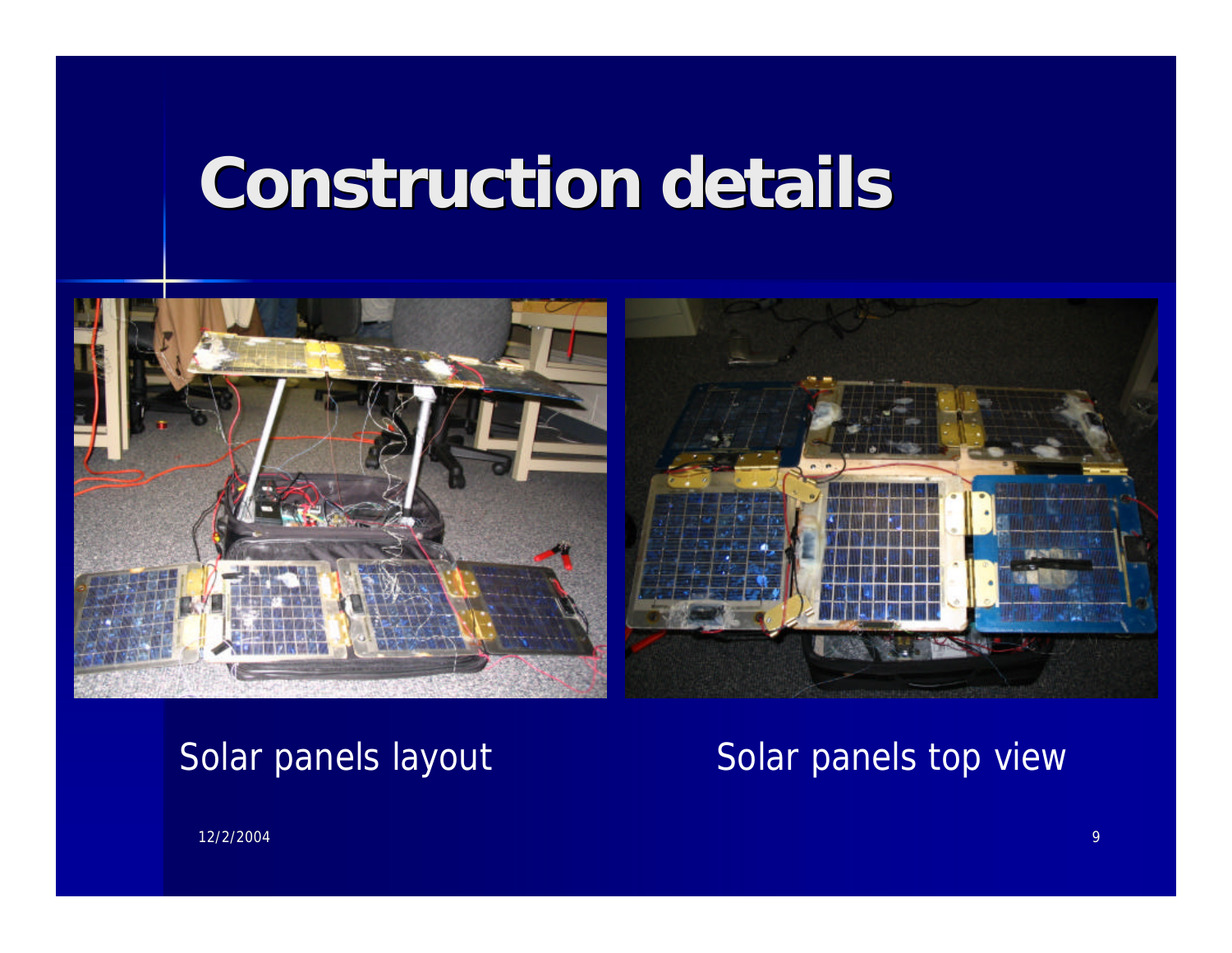# Construction details

Solar panels layout

Solar panels top view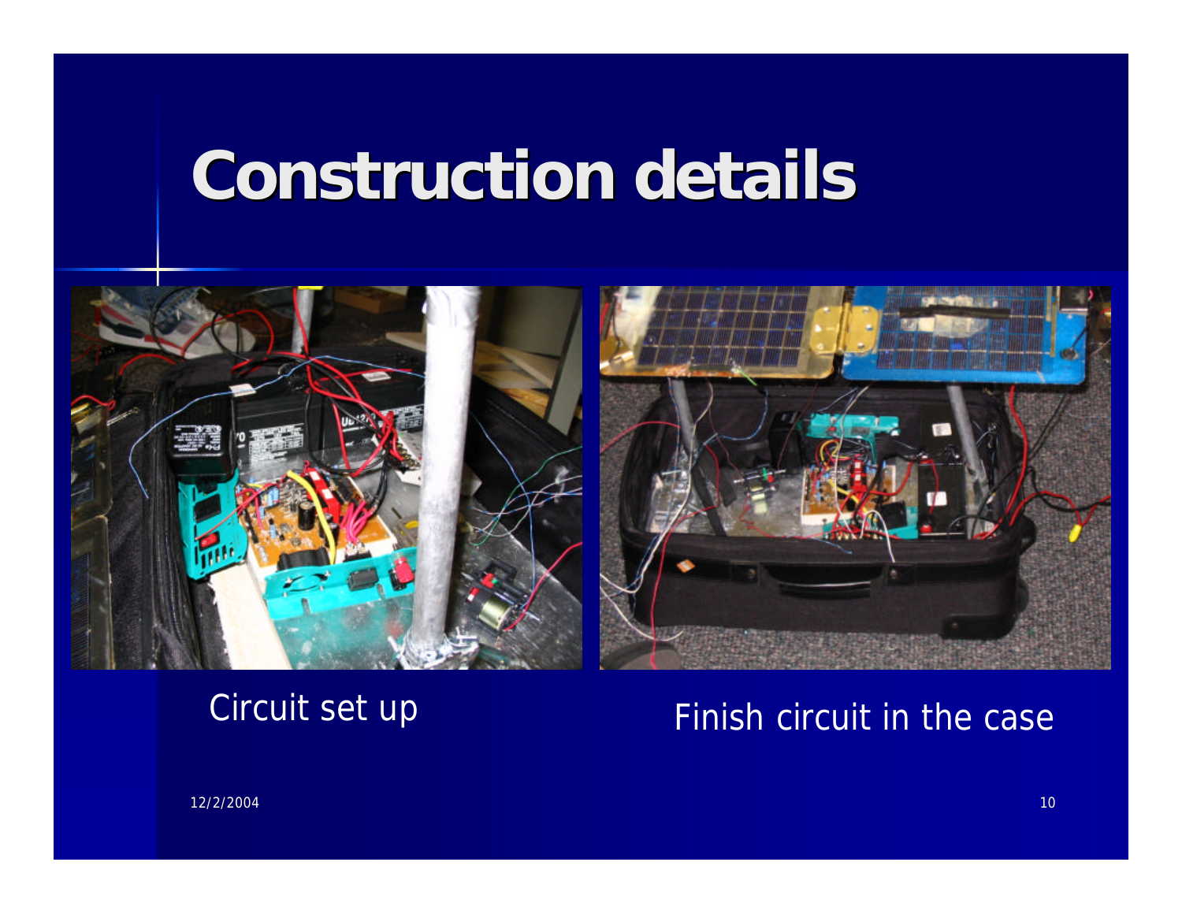# Construction details

Circuit set up

Finish circuit in the case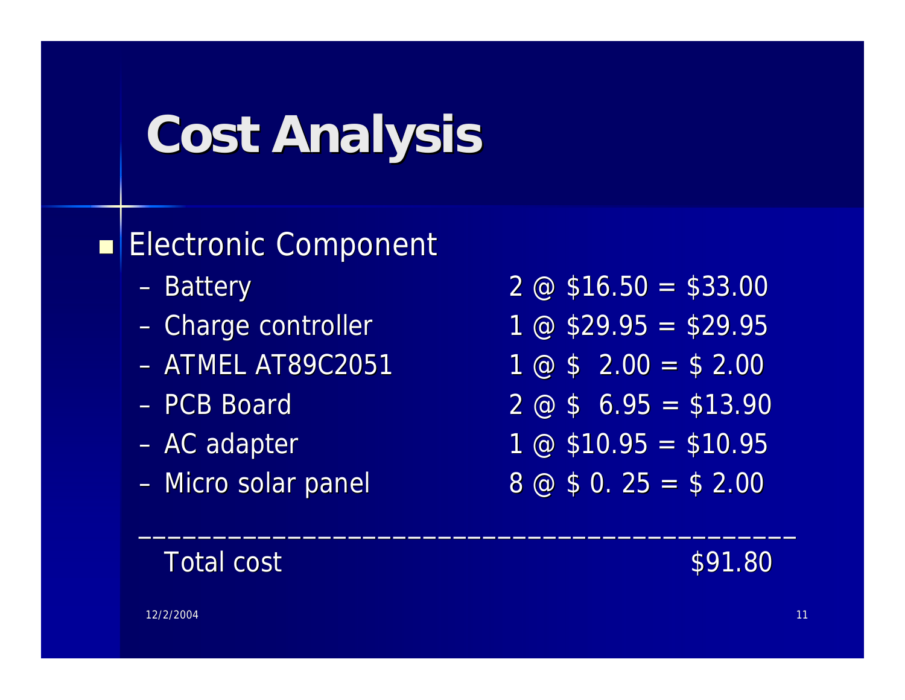# Cost Analysis

- Electronic Component
  - Battery 2 @ $16.50 = $33.00
  - Charge controller 1 @ $29.95 = $29.95
  - ATMEL AT89C2051 1 @ $ 2.00 = $ 2.00
  - PCB Board 2 @ $ 6.95 = $13.90
  - AC adapter 1 @ $10.95 = $10.95
  - Micro solar panel 8 @ $ 0. 25 = $ 2.00

\_\_\_\_\_\_\_\_\_\_\_\_\_\_\_\_\_\_\_\_\_\_\_\_\_\_\_\_\_\_\_\_\_\_\_\_\_\_\_\_\_\_\_

Total cost $91.80

12/2/2004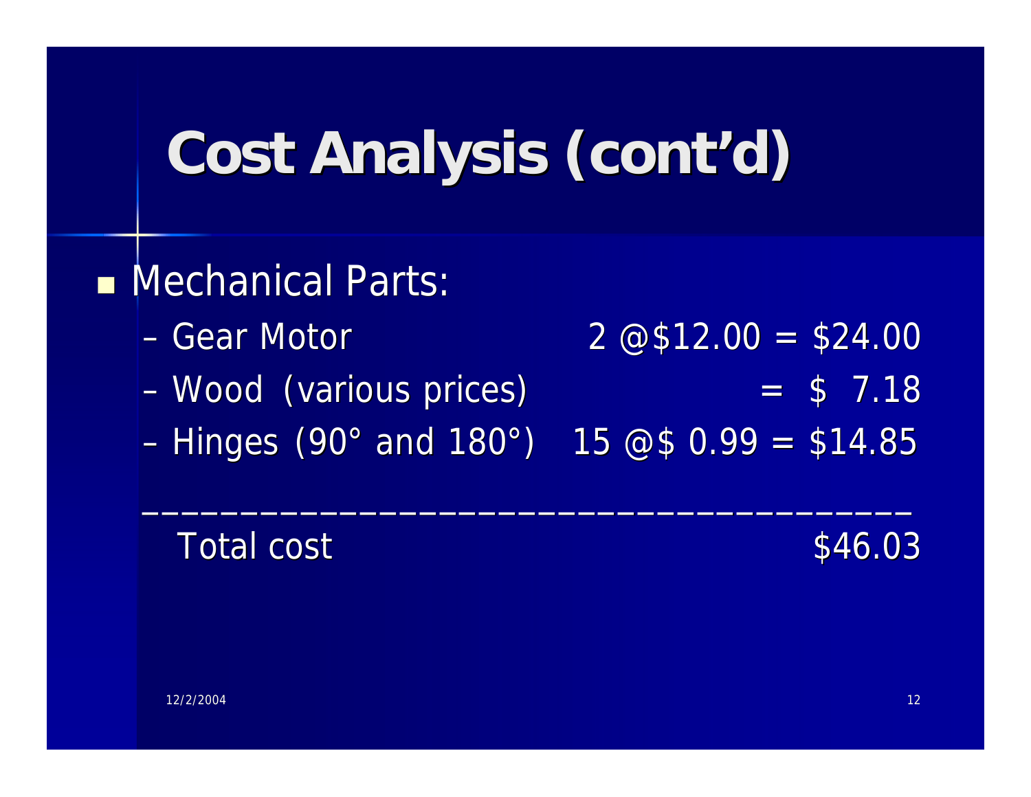# Cost Analysis (cont'd)

- Mechanical Parts:
  - Gear Motor 2 @$12.00 = $24.00
  - Wood (various prices) = $ 7.18
  - Hinges (90° and 180°) 15 @$ 0.99 = $14.85

---

Total cost $46.03

12/2/2004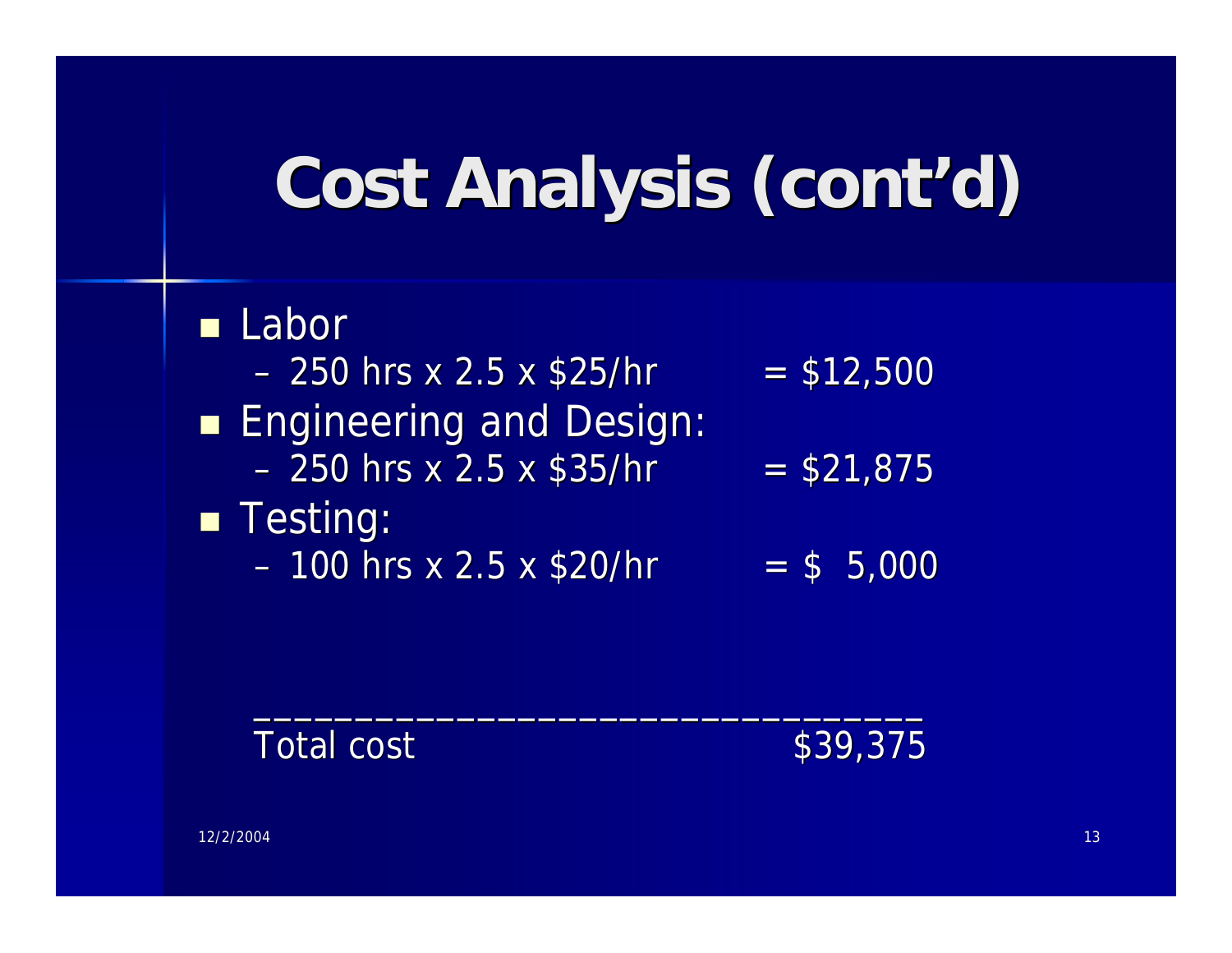# Cost Analysis (cont'd)

- Labor
  - 250 hrs x 2.5 x $25/hr = $12,500
- Engineering and Design:
  - 250 hrs x 2.5 x $35/hr = $21,875
- Testing:
  - 100 hrs x 2.5 x $20/hr = $ 5,000

________________________________

Total cost $39,375

12/2/2004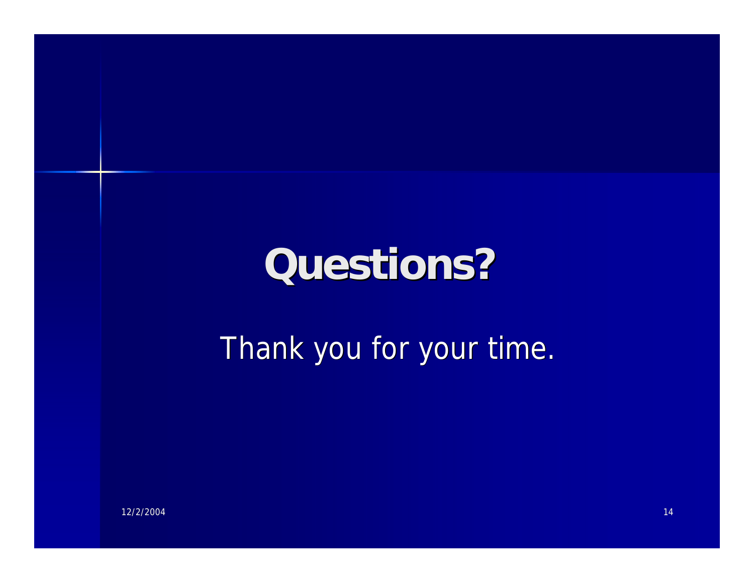# Questions?

Thank you for your time.